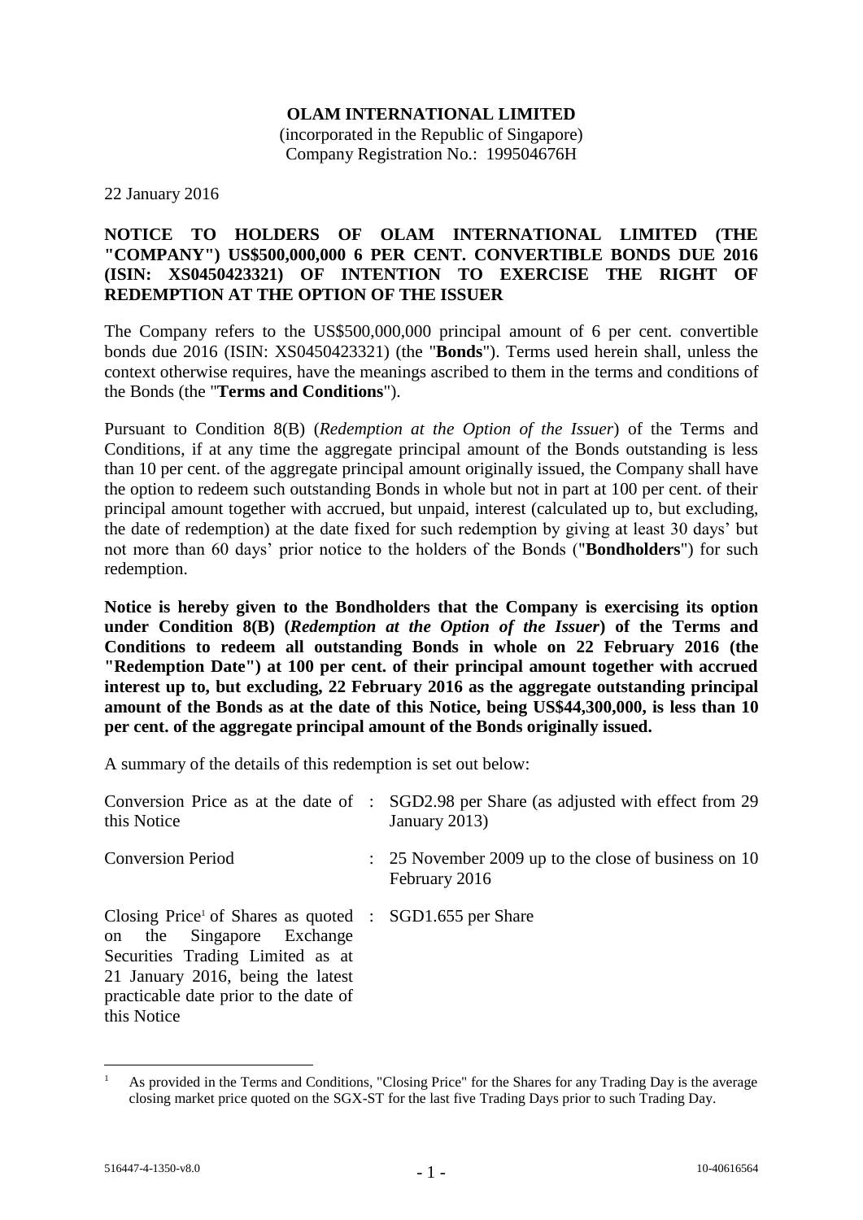**OLAM INTERNATIONAL LIMITED**
(incorporated in the Republic of Singapore)
Company Registration No.: 199504676H

22 January 2016

**NOTICE TO HOLDERS OF OLAM INTERNATIONAL LIMITED (THE "COMPANY") US$500,000,000 6 PER CENT. CONVERTIBLE BONDS DUE 2016 (ISIN: XS0450423321) OF INTENTION TO EXERCISE THE RIGHT OF REDEMPTION AT THE OPTION OF THE ISSUER**

The Company refers to the US$500,000,000 principal amount of 6 per cent. convertible bonds due 2016 (ISIN: XS0450423321) (the "**Bonds**"). Terms used herein shall, unless the context otherwise requires, have the meanings ascribed to them in the terms and conditions of the Bonds (the "**Terms and Conditions**").

Pursuant to Condition 8(B) (*Redemption at the Option of the Issuer*) of the Terms and Conditions, if at any time the aggregate principal amount of the Bonds outstanding is less than 10 per cent. of the aggregate principal amount originally issued, the Company shall have the option to redeem such outstanding Bonds in whole but not in part at 100 per cent. of their principal amount together with accrued, but unpaid, interest (calculated up to, but excluding, the date of redemption) at the date fixed for such redemption by giving at least 30 days' but not more than 60 days' prior notice to the holders of the Bonds ("**Bondholders**") for such redemption.

**Notice is hereby given to the Bondholders that the Company is exercising its option under Condition 8(B) (*Redemption at the Option of the Issuer*) of the Terms and Conditions to redeem all outstanding Bonds in whole on 22 February 2016 (the "Redemption Date") at 100 per cent. of their principal amount together with accrued interest up to, but excluding, 22 February 2016 as the aggregate outstanding principal amount of the Bonds as at the date of this Notice, being US$44,300,000, is less than 10 per cent. of the aggregate principal amount of the Bonds originally issued.**

A summary of the details of this redemption is set out below:

| | | |
|---|---|---|
| Conversion Price as at the date of this Notice | : | SGD2.98 per Share (as adjusted with effect from 29 January 2013) |
| Conversion Period | : | 25 November 2009 up to the close of business on 10 February 2016 |
| Closing Price[1] of Shares as quoted on the Singapore Exchange Securities Trading Limited as at 21 January 2016, being the latest practicable date prior to the date of this Notice | : | SGD1.655 per Share |

[1] As provided in the Terms and Conditions, "Closing Price" for the Shares for any Trading Day is the average closing market price quoted on the SGX-ST for the last five Trading Days prior to such Trading Day.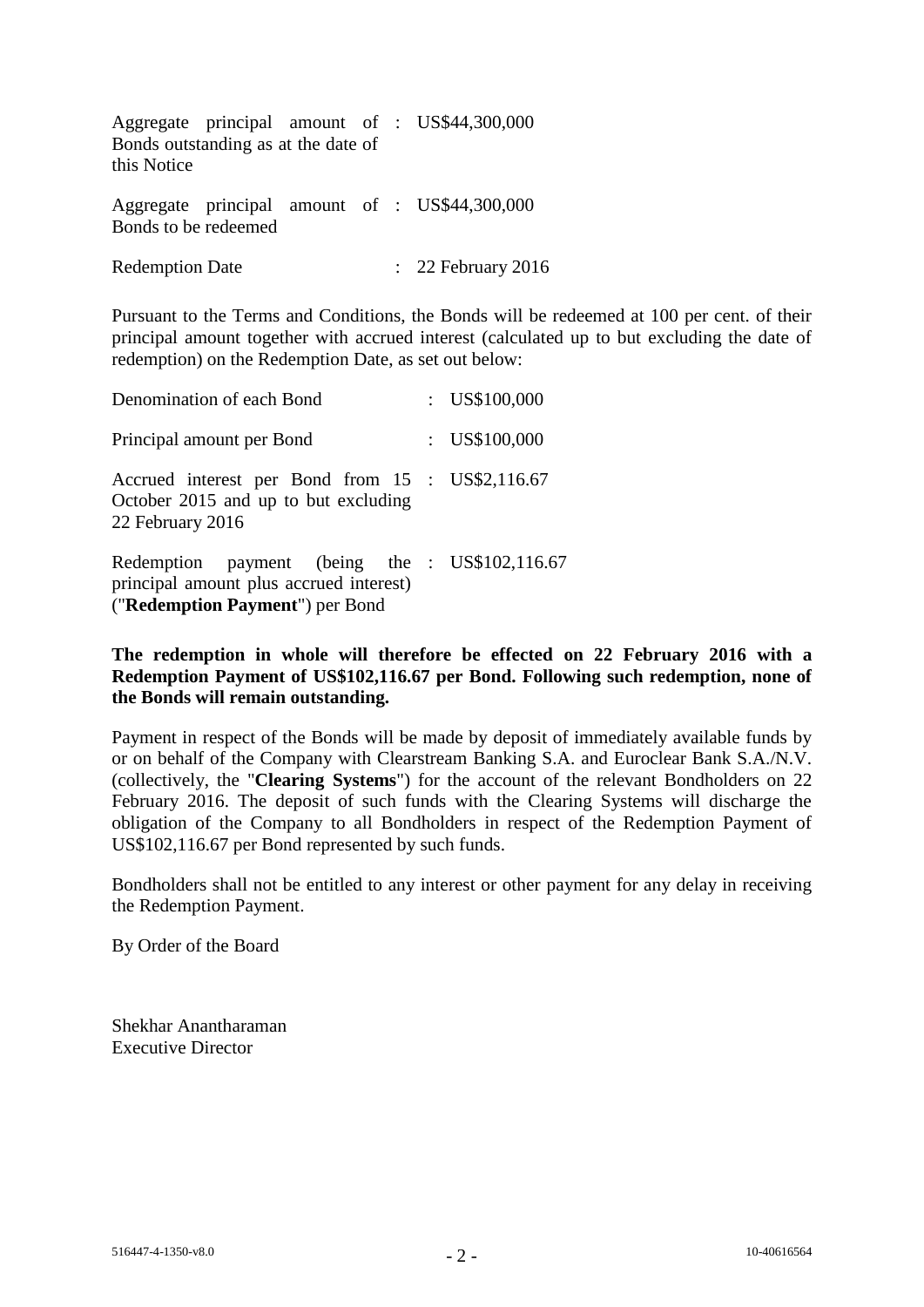| | |
|---|---|
| Aggregate principal amount of Bonds outstanding as at the date of this Notice | : US$44,300,000 |
| Aggregate principal amount of Bonds to be redeemed | : US$44,300,000 |
| Redemption Date | : 22 February 2016 |

Pursuant to the Terms and Conditions, the Bonds will be redeemed at 100 per cent. of their principal amount together with accrued interest (calculated up to but excluding the date of redemption) on the Redemption Date, as set out below:

| | |
|---|---|
| Denomination of each Bond | : US$100,000 |
| Principal amount per Bond | : US$100,000 |
| Accrued interest per Bond from 15 October 2015 and up to but excluding 22 February 2016 | : US$2,116.67 |
| Redemption payment (being the principal amount plus accrued interest) ("**Redemption Payment**") per Bond | : US$102,116.67 |

**The redemption in whole will therefore be effected on 22 February 2016 with a Redemption Payment of US$102,116.67 per Bond. Following such redemption, none of the Bonds will remain outstanding.**

Payment in respect of the Bonds will be made by deposit of immediately available funds by or on behalf of the Company with Clearstream Banking S.A. and Euroclear Bank S.A./N.V. (collectively, the "**Clearing Systems**") for the account of the relevant Bondholders on 22 February 2016. The deposit of such funds with the Clearing Systems will discharge the obligation of the Company to all Bondholders in respect of the Redemption Payment of US$102,116.67 per Bond represented by such funds.

Bondholders shall not be entitled to any interest or other payment for any delay in receiving the Redemption Payment.

By Order of the Board

Shekhar Anantharaman
Executive Director